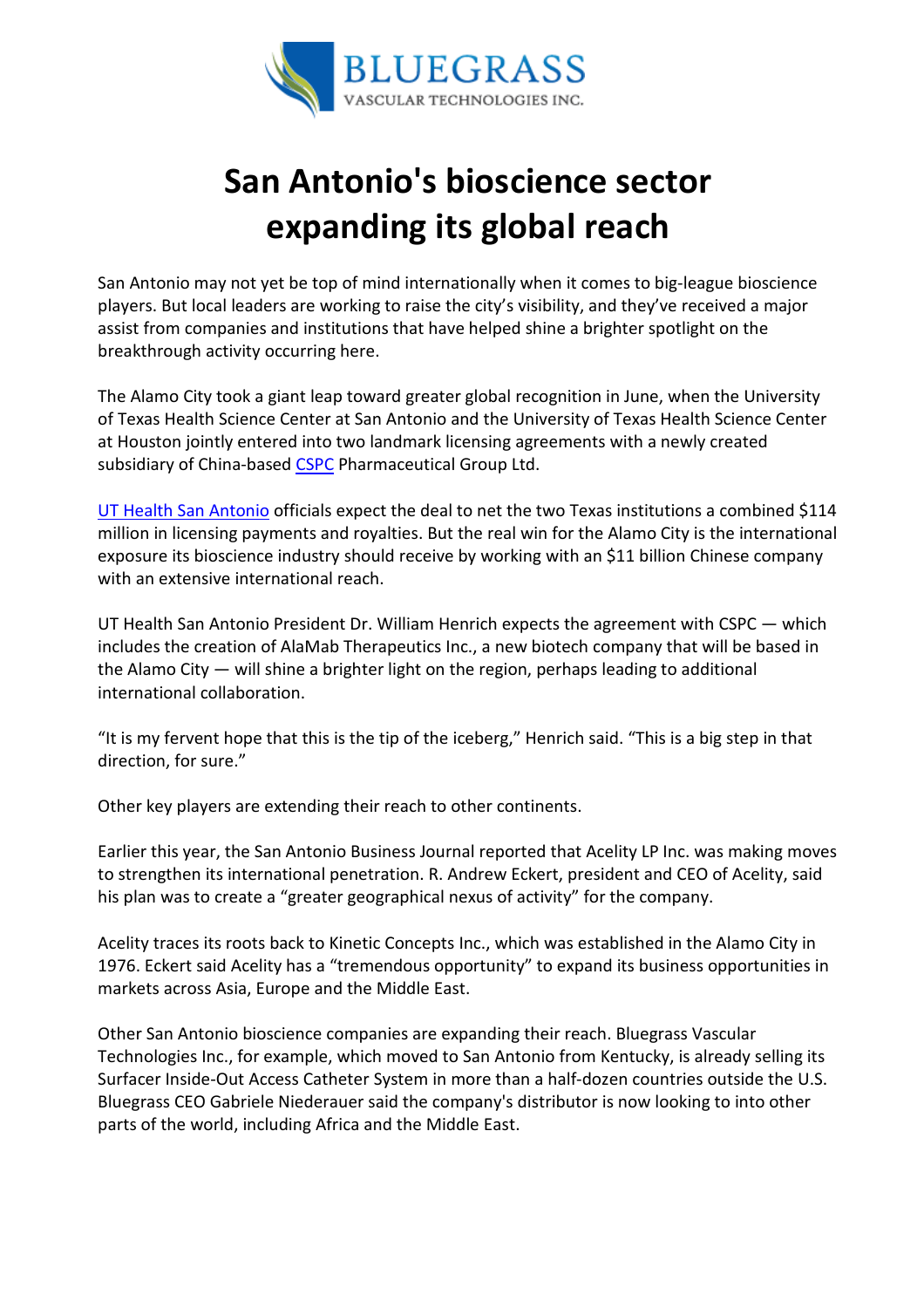# San Antonio's bioscience sector expanding its global reach

San Antonio may not yet be top of mind internationally when it comes to big-league bioscience players. But local leaders are working to raise the city's visibility, and they've received a major assist from companies and institutions that have helped shine a brighter spotlight on the breakthrough activity occurring here.

The Alamo City took a giant leap toward greater global recognition in June, when the University of Texas Health Science Center at San Antonio and the University of Texas Health Science Center at Houston jointly entered into two landmark licensing agreements with a newly created subsidiary of China-based CSPC Pharmaceutical Group Ltd.

UT Health San Antonio officials expect the deal to net the two Texas institutions a combined $114 million in licensing payments and royalties. But the real win for the Alamo City is the international exposure its bioscience industry should receive by working with an $11 billion Chinese company with an extensive international reach.

UT Health San Antonio President Dr. William Henrich expects the agreement with CSPC — which includes the creation of AlaMab Therapeutics Inc., a new biotech company that will be based in the Alamo City — will shine a brighter light on the region, perhaps leading to additional international collaboration.

"It is my fervent hope that this is the tip of the iceberg," Henrich said. "This is a big step in that direction, for sure."

Other key players are extending their reach to other continents.

Earlier this year, the San Antonio Business Journal reported that Acelity LP Inc. was making moves to strengthen its international penetration. R. Andrew Eckert, president and CEO of Acelity, said his plan was to create a "greater geographical nexus of activity" for the company.

Acelity traces its roots back to Kinetic Concepts Inc., which was established in the Alamo City in 1976. Eckert said Acelity has a "tremendous opportunity" to expand its business opportunities in markets across Asia, Europe and the Middle East.

Other San Antonio bioscience companies are expanding their reach. Bluegrass Vascular Technologies Inc., for example, which moved to San Antonio from Kentucky, is already selling its Surfacer Inside-Out Access Catheter System in more than a half-dozen countries outside the U.S. Bluegrass CEO Gabriele Niederauer said the company's distributor is now looking to into other parts of the world, including Africa and the Middle East.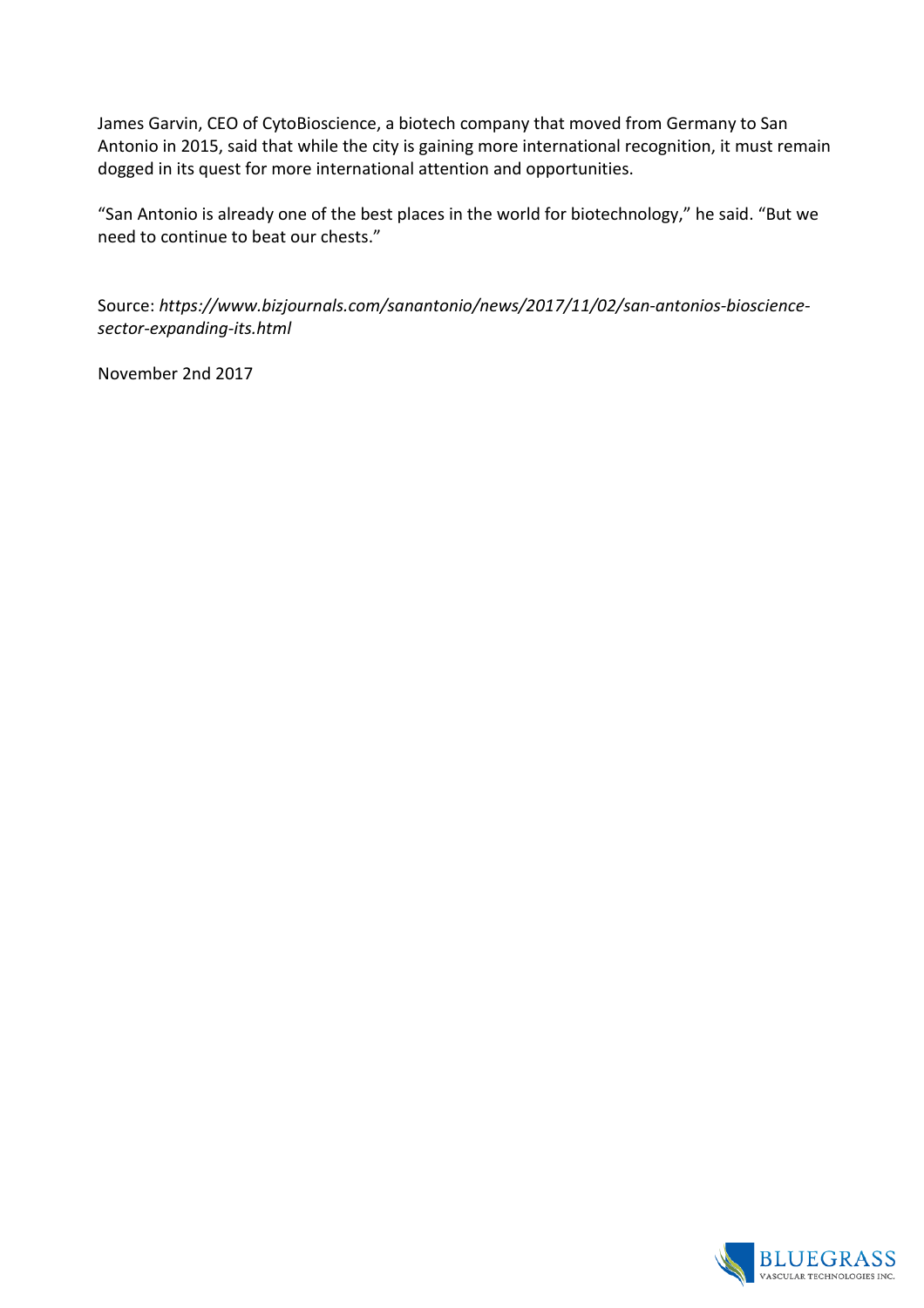James Garvin, CEO of CytoBioscience, a biotech company that moved from Germany to San Antonio in 2015, said that while the city is gaining more international recognition, it must remain dogged in its quest for more international attention and opportunities.

"San Antonio is already one of the best places in the world for biotechnology," he said. "But we need to continue to beat our chests."

Source: *https://www.bizjournals.com/sanantonio/news/2017/11/02/san-antonios-bioscience-sector-expanding-its.html*

November 2nd 2017